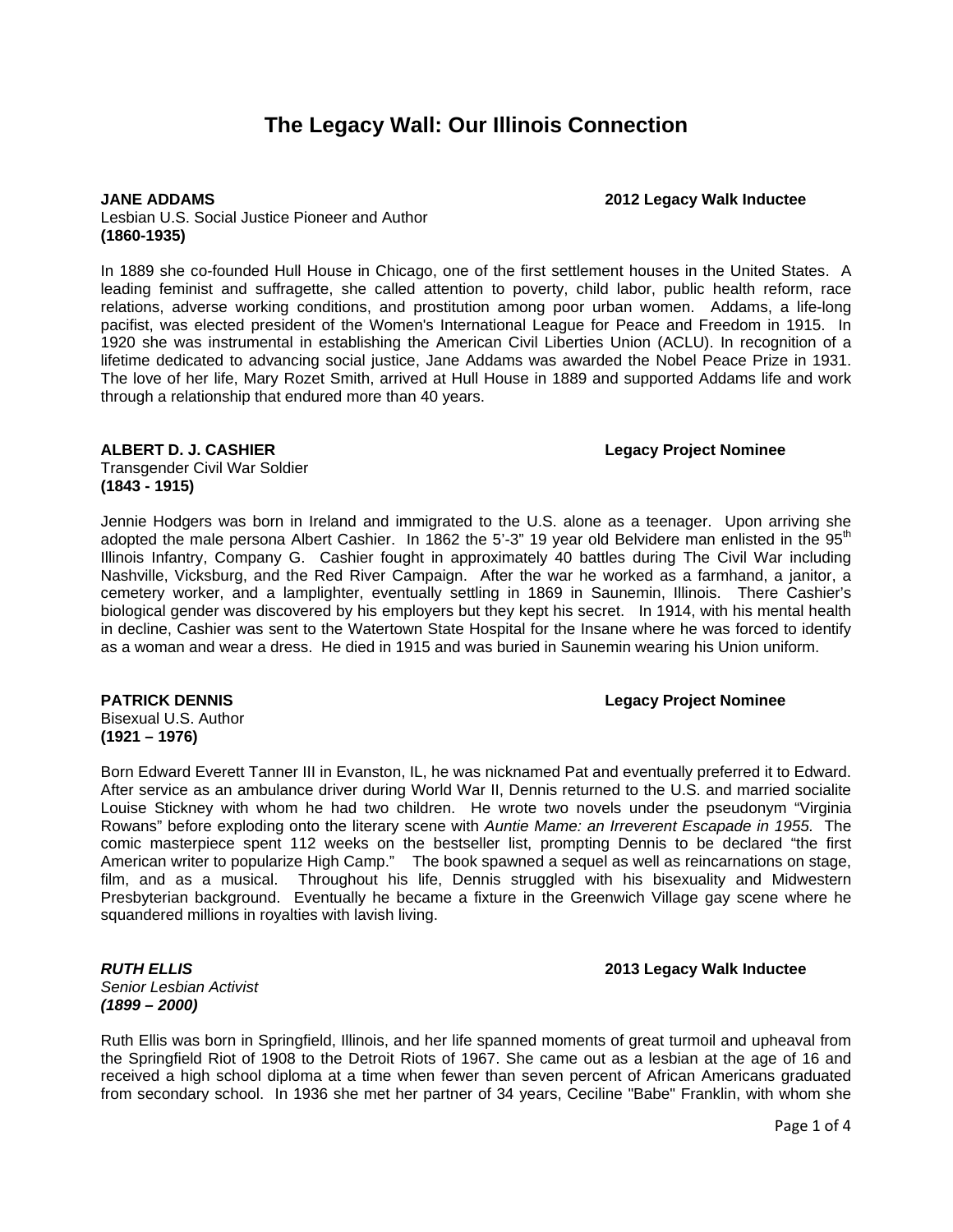# The Legacy Wall: Our Illinois Connection

**JANE ADDAMS** **2012 Legacy Walk Inductee**
Lesbian U.S. Social Justice Pioneer and Author
**(1860-1935)**

In 1889 she co-founded Hull House in Chicago, one of the first settlement houses in the United States. A leading feminist and suffragette, she called attention to poverty, child labor, public health reform, race relations, adverse working conditions, and prostitution among poor urban women. Addams, a life-long pacifist, was elected president of the Women's International League for Peace and Freedom in 1915. In 1920 she was instrumental in establishing the American Civil Liberties Union (ACLU). In recognition of a lifetime dedicated to advancing social justice, Jane Addams was awarded the Nobel Peace Prize in 1931. The love of her life, Mary Rozet Smith, arrived at Hull House in 1889 and supported Addams life and work through a relationship that endured more than 40 years.

**ALBERT D. J. CASHIER** **Legacy Project Nominee**
Transgender Civil War Soldier
**(1843 - 1915)**

Jennie Hodgers was born in Ireland and immigrated to the U.S. alone as a teenager. Upon arriving she adopted the male persona Albert Cashier. In 1862 the 5'-3" 19 year old Belvidere man enlisted in the 95th Illinois Infantry, Company G. Cashier fought in approximately 40 battles during The Civil War including Nashville, Vicksburg, and the Red River Campaign. After the war he worked as a farmhand, a janitor, a cemetery worker, and a lamplighter, eventually settling in 1869 in Saunemin, Illinois. There Cashier's biological gender was discovered by his employers but they kept his secret. In 1914, with his mental health in decline, Cashier was sent to the Watertown State Hospital for the Insane where he was forced to identify as a woman and wear a dress. He died in 1915 and was buried in Saunemin wearing his Union uniform.

**PATRICK DENNIS** **Legacy Project Nominee**
Bisexual U.S. Author
**(1921 – 1976)**

Born Edward Everett Tanner III in Evanston, IL, he was nicknamed Pat and eventually preferred it to Edward. After service as an ambulance driver during World War II, Dennis returned to the U.S. and married socialite Louise Stickney with whom he had two children. He wrote two novels under the pseudonym "Virginia Rowans" before exploding onto the literary scene with *Auntie Mame: an Irreverent Escapade in 1955.* The comic masterpiece spent 112 weeks on the bestseller list, prompting Dennis to be declared "the first American writer to popularize High Camp." The book spawned a sequel as well as reincarnations on stage, film, and as a musical. Throughout his life, Dennis struggled with his bisexuality and Midwestern Presbyterian background. Eventually he became a fixture in the Greenwich Village gay scene where he squandered millions in royalties with lavish living.

***RUTH ELLIS*** **2013 Legacy Walk Inductee**
*Senior Lesbian Activist*
***(1899 – 2000)***

Ruth Ellis was born in Springfield, Illinois, and her life spanned moments of great turmoil and upheaval from the Springfield Riot of 1908 to the Detroit Riots of 1967. She came out as a lesbian at the age of 16 and received a high school diploma at a time when fewer than seven percent of African Americans graduated from secondary school. In 1936 she met her partner of 34 years, Ceciline "Babe" Franklin, with whom she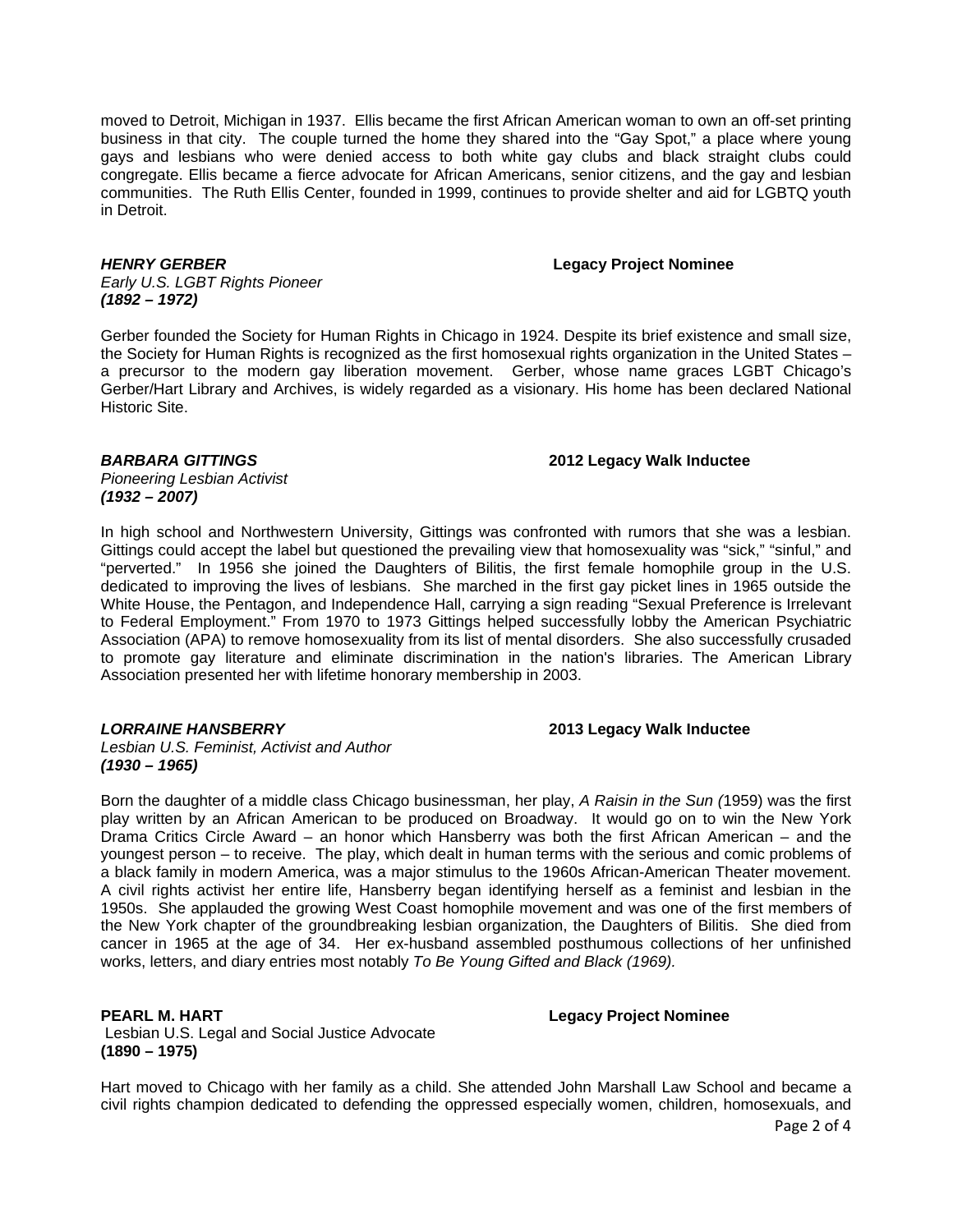moved to Detroit, Michigan in 1937. Ellis became the first African American woman to own an off-set printing business in that city. The couple turned the home they shared into the "Gay Spot," a place where young gays and lesbians who were denied access to both white gay clubs and black straight clubs could congregate. Ellis became a fierce advocate for African Americans, senior citizens, and the gay and lesbian communities. The Ruth Ellis Center, founded in 1999, continues to provide shelter and aid for LGBTQ youth in Detroit.

***HENRY GERBER*** **Legacy Project Nominee**
*Early U.S. LGBT Rights Pioneer*
***(1892 – 1972)***

Gerber founded the Society for Human Rights in Chicago in 1924. Despite its brief existence and small size, the Society for Human Rights is recognized as the first homosexual rights organization in the United States – a precursor to the modern gay liberation movement. Gerber, whose name graces LGBT Chicago's Gerber/Hart Library and Archives, is widely regarded as a visionary. His home has been declared National Historic Site.

***BARBARA GITTINGS*** **2012 Legacy Walk Inductee**
*Pioneering Lesbian Activist*
***(1932 – 2007)***

In high school and Northwestern University, Gittings was confronted with rumors that she was a lesbian. Gittings could accept the label but questioned the prevailing view that homosexuality was "sick," "sinful," and "perverted." In 1956 she joined the Daughters of Bilitis, the first female homophile group in the U.S. dedicated to improving the lives of lesbians. She marched in the first gay picket lines in 1965 outside the White House, the Pentagon, and Independence Hall, carrying a sign reading "Sexual Preference is Irrelevant to Federal Employment." From 1970 to 1973 Gittings helped successfully lobby the American Psychiatric Association (APA) to remove homosexuality from its list of mental disorders. She also successfully crusaded to promote gay literature and eliminate discrimination in the nation's libraries. The American Library Association presented her with lifetime honorary membership in 2003.

***LORRAINE HANSBERRY*** **2013 Legacy Walk Inductee**
*Lesbian U.S. Feminist, Activist and Author*
***(1930 – 1965)***

Born the daughter of a middle class Chicago businessman, her play, *A Raisin in the Sun (*1959) was the first play written by an African American to be produced on Broadway. It would go on to win the New York Drama Critics Circle Award – an honor which Hansberry was both the first African American – and the youngest person – to receive. The play, which dealt in human terms with the serious and comic problems of a black family in modern America, was a major stimulus to the 1960s African-American Theater movement. A civil rights activist her entire life, Hansberry began identifying herself as a feminist and lesbian in the 1950s. She applauded the growing West Coast homophile movement and was one of the first members of the New York chapter of the groundbreaking lesbian organization, the Daughters of Bilitis. She died from cancer in 1965 at the age of 34. Her ex-husband assembled posthumous collections of her unfinished works, letters, and diary entries most notably *To Be Young Gifted and Black (1969).*

**PEARL M. HART** **Legacy Project Nominee**
Lesbian U.S. Legal and Social Justice Advocate
**(1890 – 1975)**

Hart moved to Chicago with her family as a child. She attended John Marshall Law School and became a civil rights champion dedicated to defending the oppressed especially women, children, homosexuals, and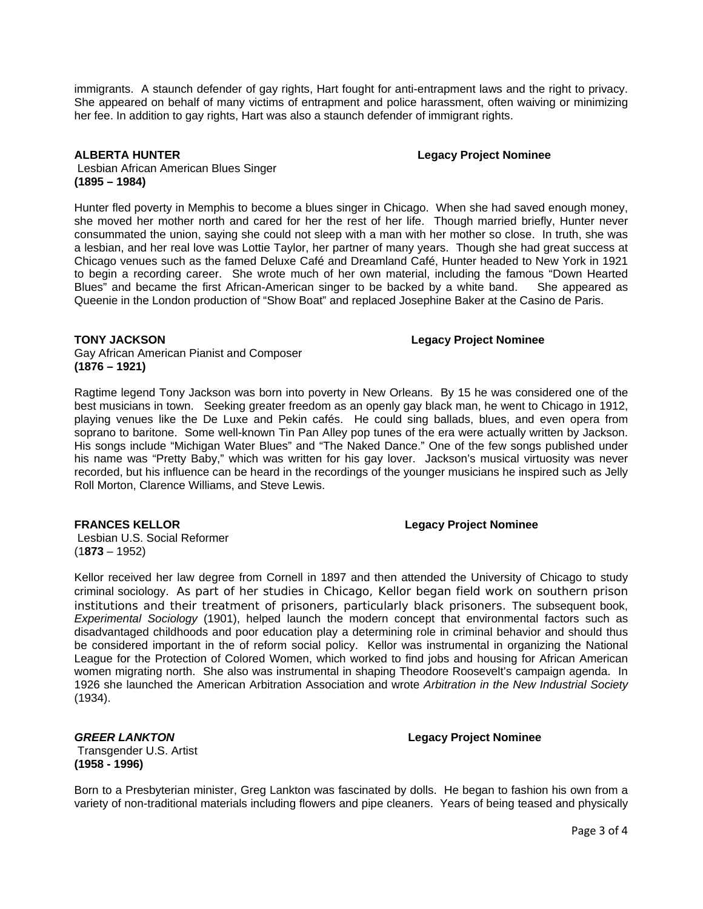immigrants. A staunch defender of gay rights, Hart fought for anti-entrapment laws and the right to privacy. She appeared on behalf of many victims of entrapment and police harassment, often waiving or minimizing her fee. In addition to gay rights, Hart was also a staunch defender of immigrant rights.

**ALBERTA HUNTER** **Legacy Project Nominee**
Lesbian African American Blues Singer
**(1895 – 1984)**

Hunter fled poverty in Memphis to become a blues singer in Chicago. When she had saved enough money, she moved her mother north and cared for her the rest of her life. Though married briefly, Hunter never consummated the union, saying she could not sleep with a man with her mother so close. In truth, she was a lesbian, and her real love was Lottie Taylor, her partner of many years. Though she had great success at Chicago venues such as the famed Deluxe Café and Dreamland Café, Hunter headed to New York in 1921 to begin a recording career. She wrote much of her own material, including the famous "Down Hearted Blues" and became the first African-American singer to be backed by a white band. She appeared as Queenie in the London production of "Show Boat" and replaced Josephine Baker at the Casino de Paris.

**TONY JACKSON** **Legacy Project Nominee**
Gay African American Pianist and Composer
**(1876 – 1921)**

Ragtime legend Tony Jackson was born into poverty in New Orleans. By 15 he was considered one of the best musicians in town. Seeking greater freedom as an openly gay black man, he went to Chicago in 1912, playing venues like the De Luxe and Pekin cafés. He could sing ballads, blues, and even opera from soprano to baritone. Some well-known Tin Pan Alley pop tunes of the era were actually written by Jackson. His songs include "Michigan Water Blues" and "The Naked Dance." One of the few songs published under his name was "Pretty Baby," which was written for his gay lover. Jackson's musical virtuosity was never recorded, but his influence can be heard in the recordings of the younger musicians he inspired such as Jelly Roll Morton, Clarence Williams, and Steve Lewis.

**FRANCES KELLOR** **Legacy Project Nominee**
Lesbian U.S. Social Reformer
(1**873** – 1952)

Kellor received her law degree from Cornell in 1897 and then attended the University of Chicago to study criminal sociology. As part of her studies in Chicago, Kellor began field work on southern prison institutions and their treatment of prisoners, particularly black prisoners. The subsequent book, *Experimental Sociology* (1901), helped launch the modern concept that environmental factors such as disadvantaged childhoods and poor education play a determining role in criminal behavior and should thus be considered important in the of reform social policy. Kellor was instrumental in organizing the National League for the Protection of Colored Women, which worked to find jobs and housing for African American women migrating north. She also was instrumental in shaping Theodore Roosevelt's campaign agenda. In 1926 she launched the American Arbitration Association and wrote *Arbitration in the New Industrial Society* (1934).

***GREER LANKTON*** **Legacy Project Nominee**
Transgender U.S. Artist
**(1958 - 1996)**

Born to a Presbyterian minister, Greg Lankton was fascinated by dolls. He began to fashion his own from a variety of non-traditional materials including flowers and pipe cleaners. Years of being teased and physically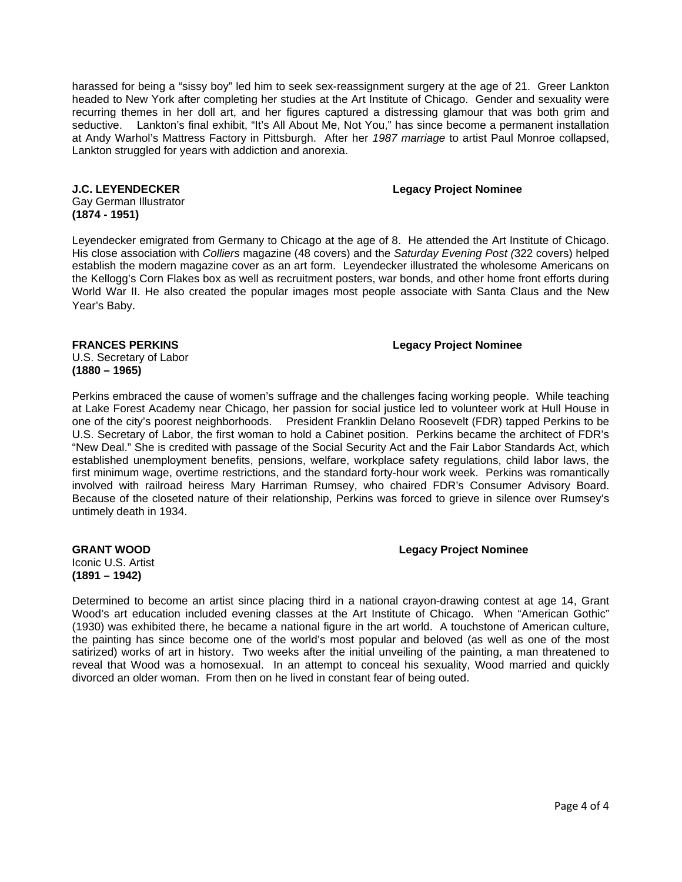harassed for being a "sissy boy" led him to seek sex-reassignment surgery at the age of 21. Greer Lankton headed to New York after completing her studies at the Art Institute of Chicago. Gender and sexuality were recurring themes in her doll art, and her figures captured a distressing glamour that was both grim and seductive. Lankton's final exhibit, "It's All About Me, Not You," has since become a permanent installation at Andy Warhol's Mattress Factory in Pittsburgh. After her *1987 marriage* to artist Paul Monroe collapsed, Lankton struggled for years with addiction and anorexia.

**J.C. LEYENDECKER** **Legacy Project Nominee**
Gay German Illustrator
**(1874 - 1951)**

Leyendecker emigrated from Germany to Chicago at the age of 8. He attended the Art Institute of Chicago. His close association with *Colliers* magazine (48 covers) and the *Saturday Evening Post (*322 covers) helped establish the modern magazine cover as an art form. Leyendecker illustrated the wholesome Americans on the Kellogg's Corn Flakes box as well as recruitment posters, war bonds, and other home front efforts during World War II. He also created the popular images most people associate with Santa Claus and the New Year's Baby.

**FRANCES PERKINS** **Legacy Project Nominee**
U.S. Secretary of Labor
**(1880 – 1965)**

Perkins embraced the cause of women's suffrage and the challenges facing working people. While teaching at Lake Forest Academy near Chicago, her passion for social justice led to volunteer work at Hull House in one of the city's poorest neighborhoods. President Franklin Delano Roosevelt (FDR) tapped Perkins to be U.S. Secretary of Labor, the first woman to hold a Cabinet position. Perkins became the architect of FDR's "New Deal." She is credited with passage of the Social Security Act and the Fair Labor Standards Act, which established unemployment benefits, pensions, welfare, workplace safety regulations, child labor laws, the first minimum wage, overtime restrictions, and the standard forty-hour work week. Perkins was romantically involved with railroad heiress Mary Harriman Rumsey, who chaired FDR's Consumer Advisory Board. Because of the closeted nature of their relationship, Perkins was forced to grieve in silence over Rumsey's untimely death in 1934.

**GRANT WOOD** **Legacy Project Nominee**
Iconic U.S. Artist
**(1891 – 1942)**

Determined to become an artist since placing third in a national crayon-drawing contest at age 14, Grant Wood's art education included evening classes at the Art Institute of Chicago. When "American Gothic" (1930) was exhibited there, he became a national figure in the art world. A touchstone of American culture, the painting has since become one of the world's most popular and beloved (as well as one of the most satirized) works of art in history. Two weeks after the initial unveiling of the painting, a man threatened to reveal that Wood was a homosexual. In an attempt to conceal his sexuality, Wood married and quickly divorced an older woman. From then on he lived in constant fear of being outed.